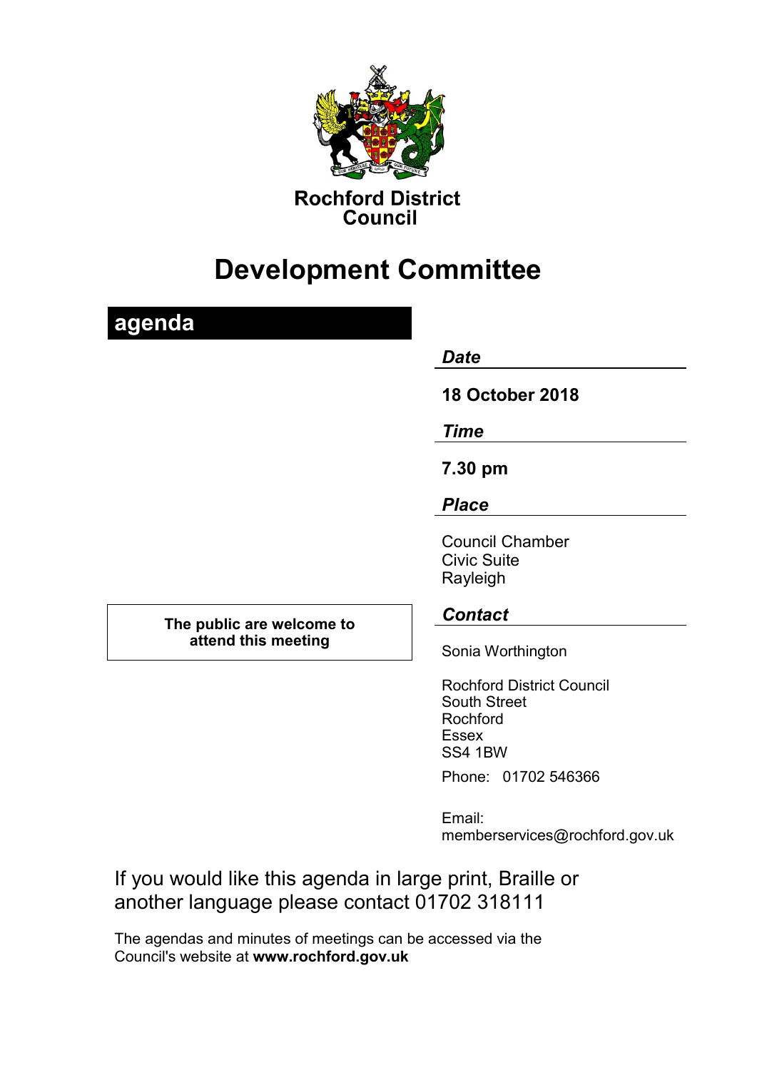**Rochford District Council**

# Development Committee

## agenda

***Date***

**18 October 2018**

***Time***

**7.30 pm**

***Place***

Council Chamber
Civic Suite
Rayleigh

**The public are welcome to attend this meeting**

***Contact***

Sonia Worthington

Rochford District Council
South Street
Rochford
Essex
SS4 1BW

Phone: 01702 546366

Email:
memberservices@rochford.gov.uk

If you would like this agenda in large print, Braille or another language please contact 01702 318111

The agendas and minutes of meetings can be accessed via the Council's website at **www.rochford.gov.uk**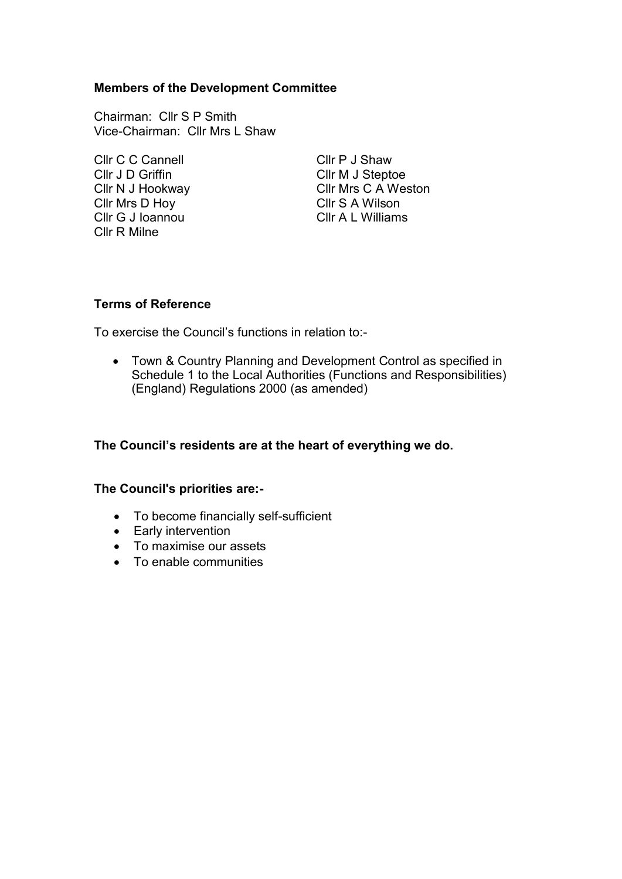**Members of the Development Committee**

Chairman: Cllr S P Smith
Vice-Chairman: Cllr Mrs L Shaw

Cllr C C Cannell
Cllr J D Griffin
Cllr N J Hookway
Cllr Mrs D Hoy
Cllr G J Ioannou
Cllr R Milne
Cllr P J Shaw
Cllr M J Steptoe
Cllr Mrs C A Weston
Cllr S A Wilson
Cllr A L Williams

**Terms of Reference**

To exercise the Council's functions in relation to:-

- Town & Country Planning and Development Control as specified in Schedule 1 to the Local Authorities (Functions and Responsibilities) (England) Regulations 2000 (as amended)

**The Council's residents are at the heart of everything we do.**

**The Council's priorities are:-**

- To become financially self-sufficient
- Early intervention
- To maximise our assets
- To enable communities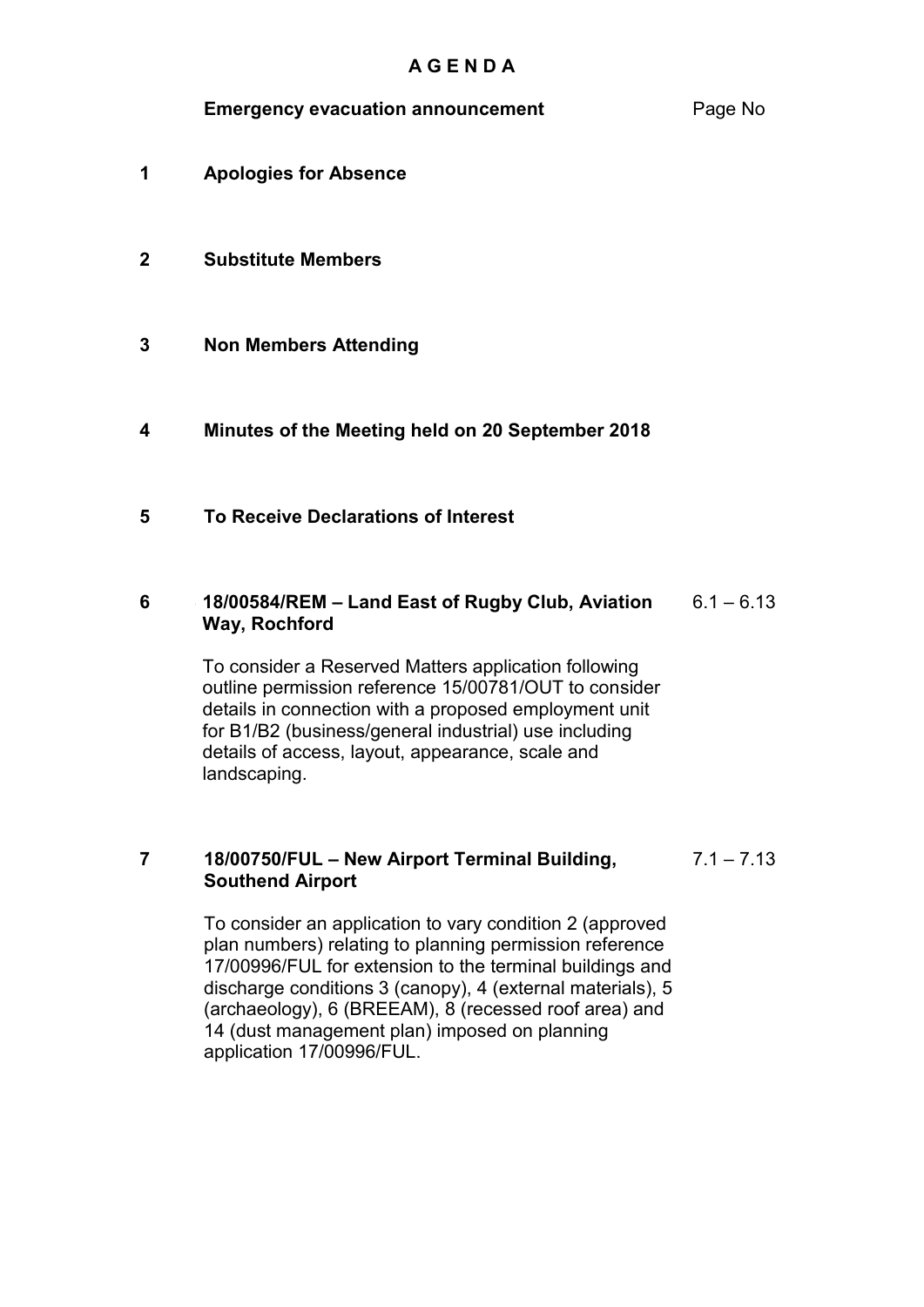# A G E N D A

| | | Page No |
|---|---|---|
| | **Emergency evacuation announcement** | |
| **1** | **Apologies for Absence** | |
| **2** | **Substitute Members** | |
| **3** | **Non Members Attending** | |
| **4** | **Minutes of the Meeting held on 20 September 2018** | |
| **5** | **To Receive Declarations of Interest** | |
| **6** | **18/00584/REM – Land East of Rugby Club, Aviation Way, Rochford**<br><br>To consider a Reserved Matters application following outline permission reference 15/00781/OUT to consider details in connection with a proposed employment unit for B1/B2 (business/general industrial) use including details of access, layout, appearance, scale and landscaping. | 6.1 – 6.13 |
| **7** | **18/00750/FUL – New Airport Terminal Building, Southend Airport**<br><br>To consider an application to vary condition 2 (approved plan numbers) relating to planning permission reference 17/00996/FUL for extension to the terminal buildings and discharge conditions 3 (canopy), 4 (external materials), 5 (archaeology), 6 (BREEAM), 8 (recessed roof area) and 14 (dust management plan) imposed on planning application 17/00996/FUL. | 7.1 – 7.13 |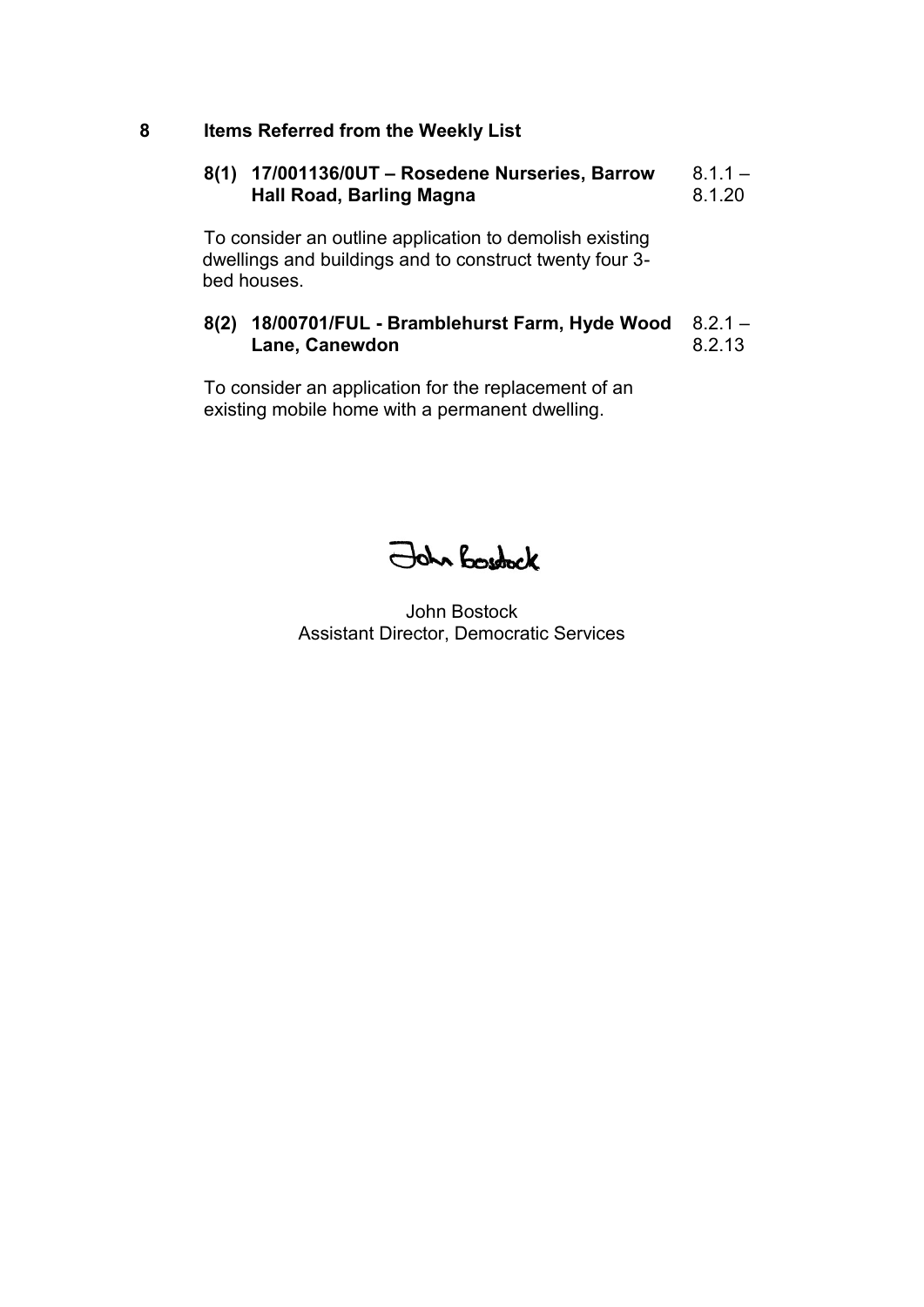## 8 Items Referred from the Weekly List

**8(1) 17/001136/0UT – Rosedene Nurseries, Barrow Hall Road, Barling Magna** 8.1.1 – 8.1.20

To consider an outline application to demolish existing dwellings and buildings and to construct twenty four 3-bed houses.

**8(2) 18/00701/FUL - Bramblehurst Farm, Hyde Wood Lane, Canewdon** 8.2.1 – 8.2.13

To consider an application for the replacement of an existing mobile home with a permanent dwelling.

John Bostock

John Bostock
Assistant Director, Democratic Services